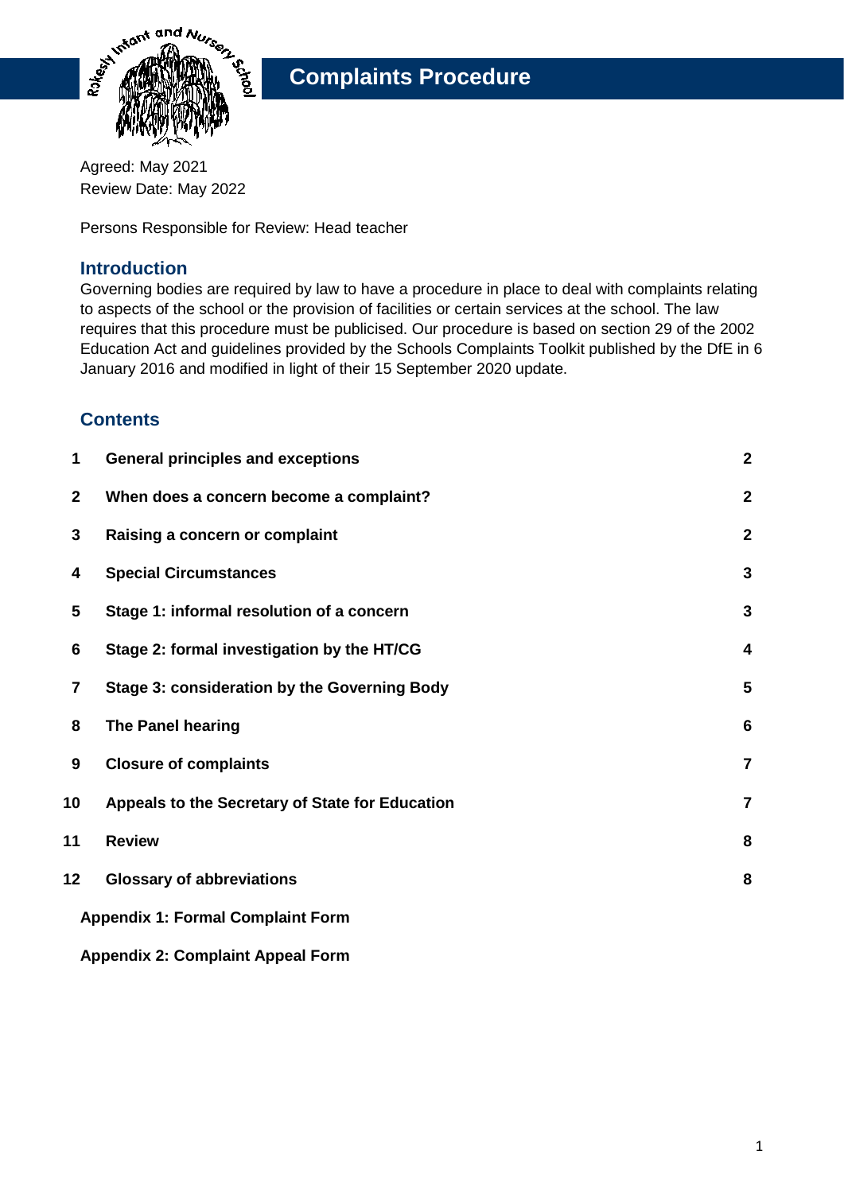# Complaints Procedure

Agreed: May 2021
Review Date: May 2022

Persons Responsible for Review: Head teacher

## Introduction

Governing bodies are required by law to have a procedure in place to deal with complaints relating to aspects of the school or the provision of facilities or certain services at the school. The law requires that this procedure must be publicised. Our procedure is based on section 29 of the 2002 Education Act and guidelines provided by the Schools Complaints Toolkit published by the DfE in 6 January 2016 and modified in light of their 15 September 2020 update.

## Contents

| | | |
|---|---|---|
| **1** | **General principles and exceptions** | **2** |
| **2** | **When does a concern become a complaint?** | **2** |
| **3** | **Raising a concern or complaint** | **2** |
| **4** | **Special Circumstances** | **3** |
| **5** | **Stage 1: informal resolution of a concern** | **3** |
| **6** | **Stage 2: formal investigation by the HT/CG** | **4** |
| **7** | **Stage 3: consideration by the Governing Body** | **5** |
| **8** | **The Panel hearing** | **6** |
| **9** | **Closure of complaints** | **7** |
| **10** | **Appeals to the Secretary of State for Education** | **7** |
| **11** | **Review** | **8** |
| **12** | **Glossary of abbreviations** | **8** |

**Appendix 1: Formal Complaint Form**

**Appendix 2: Complaint Appeal Form**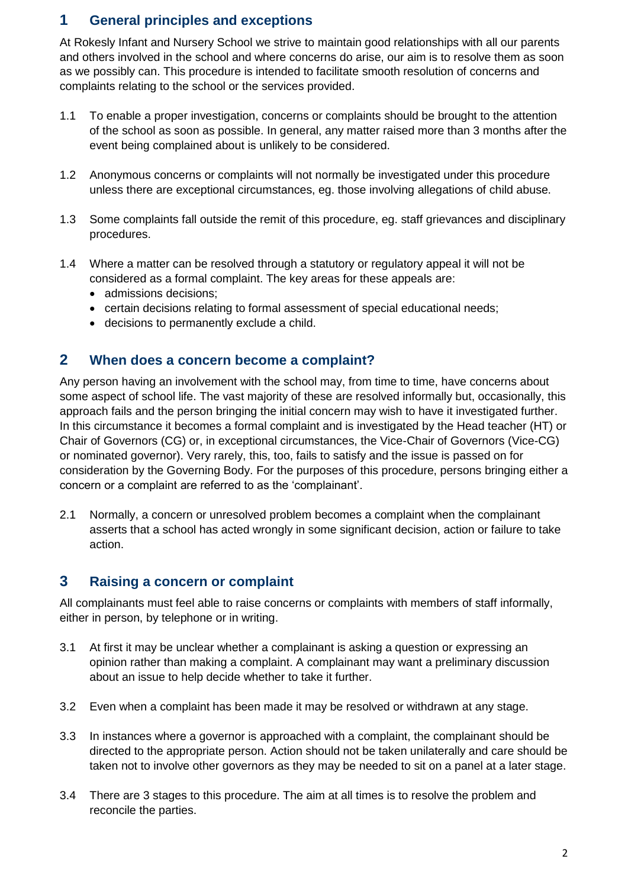## 1 General principles and exceptions

At Rokesly Infant and Nursery School we strive to maintain good relationships with all our parents and others involved in the school and where concerns do arise, our aim is to resolve them as soon as we possibly can. This procedure is intended to facilitate smooth resolution of concerns and complaints relating to the school or the services provided.

1.1 To enable a proper investigation, concerns or complaints should be brought to the attention of the school as soon as possible. In general, any matter raised more than 3 months after the event being complained about is unlikely to be considered.

1.2 Anonymous concerns or complaints will not normally be investigated under this procedure unless there are exceptional circumstances, eg. those involving allegations of child abuse.

1.3 Some complaints fall outside the remit of this procedure, eg. staff grievances and disciplinary procedures.

1.4 Where a matter can be resolved through a statutory or regulatory appeal it will not be considered as a formal complaint. The key areas for these appeals are:
- admissions decisions;
- certain decisions relating to formal assessment of special educational needs;
- decisions to permanently exclude a child.

## 2 When does a concern become a complaint?

Any person having an involvement with the school may, from time to time, have concerns about some aspect of school life. The vast majority of these are resolved informally but, occasionally, this approach fails and the person bringing the initial concern may wish to have it investigated further. In this circumstance it becomes a formal complaint and is investigated by the Head teacher (HT) or Chair of Governors (CG) or, in exceptional circumstances, the Vice-Chair of Governors (Vice-CG) or nominated governor). Very rarely, this, too, fails to satisfy and the issue is passed on for consideration by the Governing Body. For the purposes of this procedure, persons bringing either a concern or a complaint are referred to as the 'complainant'.

2.1 Normally, a concern or unresolved problem becomes a complaint when the complainant asserts that a school has acted wrongly in some significant decision, action or failure to take action.

## 3 Raising a concern or complaint

All complainants must feel able to raise concerns or complaints with members of staff informally, either in person, by telephone or in writing.

3.1 At first it may be unclear whether a complainant is asking a question or expressing an opinion rather than making a complaint. A complainant may want a preliminary discussion about an issue to help decide whether to take it further.

3.2 Even when a complaint has been made it may be resolved or withdrawn at any stage.

3.3 In instances where a governor is approached with a complaint, the complainant should be directed to the appropriate person. Action should not be taken unilaterally and care should be taken not to involve other governors as they may be needed to sit on a panel at a later stage.

3.4 There are 3 stages to this procedure. The aim at all times is to resolve the problem and reconcile the parties.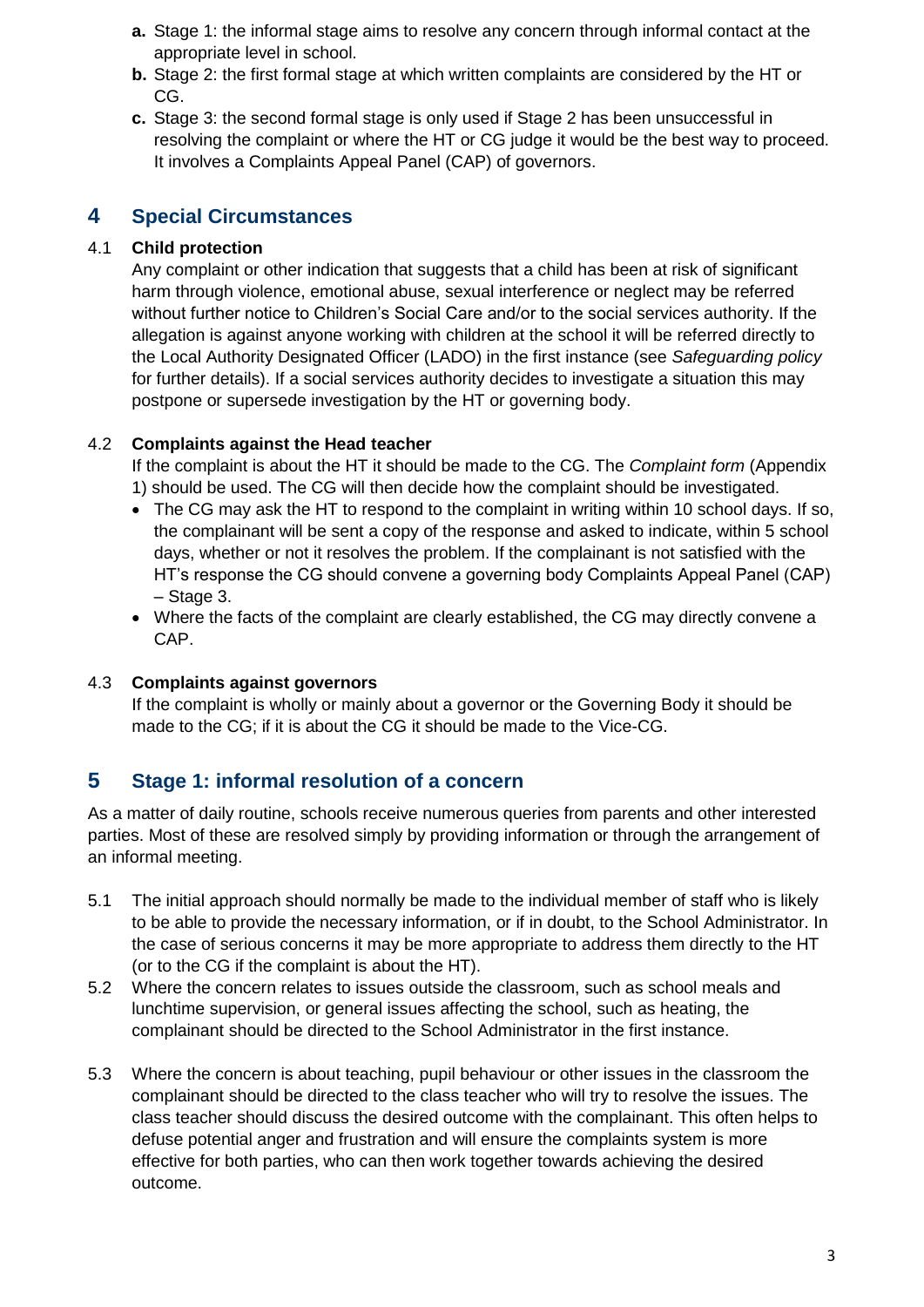a. Stage 1: the informal stage aims to resolve any concern through informal contact at the appropriate level in school.
b. Stage 2: the first formal stage at which written complaints are considered by the HT or CG.
c. Stage 3: the second formal stage is only used if Stage 2 has been unsuccessful in resolving the complaint or where the HT or CG judge it would be the best way to proceed. It involves a Complaints Appeal Panel (CAP) of governors.

## 4 Special Circumstances

### 4.1 Child protection

Any complaint or other indication that suggests that a child has been at risk of significant harm through violence, emotional abuse, sexual interference or neglect may be referred without further notice to Children's Social Care and/or to the social services authority. If the allegation is against anyone working with children at the school it will be referred directly to the Local Authority Designated Officer (LADO) in the first instance (see *Safeguarding policy* for further details). If a social services authority decides to investigate a situation this may postpone or supersede investigation by the HT or governing body.

### 4.2 Complaints against the Head teacher

If the complaint is about the HT it should be made to the CG. The *Complaint form* (Appendix 1) should be used. The CG will then decide how the complaint should be investigated.

- The CG may ask the HT to respond to the complaint in writing within 10 school days. If so, the complainant will be sent a copy of the response and asked to indicate, within 5 school days, whether or not it resolves the problem. If the complainant is not satisfied with the HT's response the CG should convene a governing body Complaints Appeal Panel (CAP) – Stage 3.
- Where the facts of the complaint are clearly established, the CG may directly convene a CAP.

### 4.3 Complaints against governors

If the complaint is wholly or mainly about a governor or the Governing Body it should be made to the CG; if it is about the CG it should be made to the Vice-CG.

## 5 Stage 1: informal resolution of a concern

As a matter of daily routine, schools receive numerous queries from parents and other interested parties. Most of these are resolved simply by providing information or through the arrangement of an informal meeting.

5.1 The initial approach should normally be made to the individual member of staff who is likely to be able to provide the necessary information, or if in doubt, to the School Administrator. In the case of serious concerns it may be more appropriate to address them directly to the HT (or to the CG if the complaint is about the HT).

5.2 Where the concern relates to issues outside the classroom, such as school meals and lunchtime supervision, or general issues affecting the school, such as heating, the complainant should be directed to the School Administrator in the first instance.

5.3 Where the concern is about teaching, pupil behaviour or other issues in the classroom the complainant should be directed to the class teacher who will try to resolve the issues. The class teacher should discuss the desired outcome with the complainant. This often helps to defuse potential anger and frustration and will ensure the complaints system is more effective for both parties, who can then work together towards achieving the desired outcome.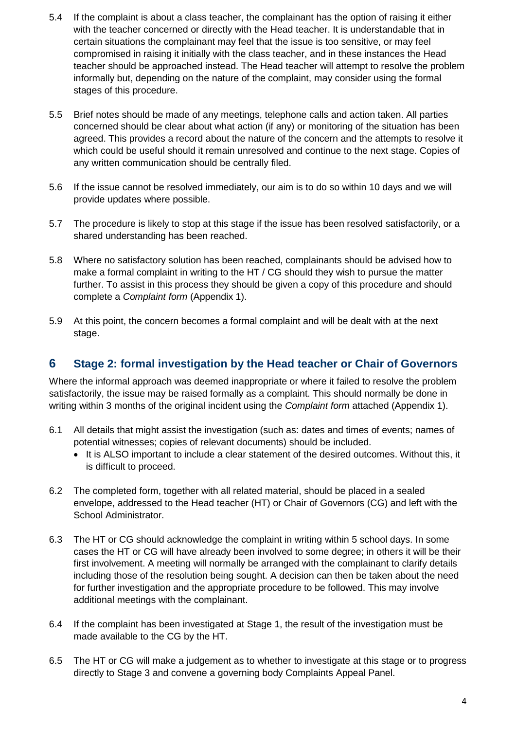5.4 If the complaint is about a class teacher, the complainant has the option of raising it either with the teacher concerned or directly with the Head teacher. It is understandable that in certain situations the complainant may feel that the issue is too sensitive, or may feel compromised in raising it initially with the class teacher, and in these instances the Head teacher should be approached instead. The Head teacher will attempt to resolve the problem informally but, depending on the nature of the complaint, may consider using the formal stages of this procedure.

5.5 Brief notes should be made of any meetings, telephone calls and action taken. All parties concerned should be clear about what action (if any) or monitoring of the situation has been agreed. This provides a record about the nature of the concern and the attempts to resolve it which could be useful should it remain unresolved and continue to the next stage. Copies of any written communication should be centrally filed.

5.6 If the issue cannot be resolved immediately, our aim is to do so within 10 days and we will provide updates where possible.

5.7 The procedure is likely to stop at this stage if the issue has been resolved satisfactorily, or a shared understanding has been reached.

5.8 Where no satisfactory solution has been reached, complainants should be advised how to make a formal complaint in writing to the HT / CG should they wish to pursue the matter further. To assist in this process they should be given a copy of this procedure and should complete a *Complaint form* (Appendix 1).

5.9 At this point, the concern becomes a formal complaint and will be dealt with at the next stage.

## 6 Stage 2: formal investigation by the Head teacher or Chair of Governors

Where the informal approach was deemed inappropriate or where it failed to resolve the problem satisfactorily, the issue may be raised formally as a complaint. This should normally be done in writing within 3 months of the original incident using the *Complaint form* attached (Appendix 1).

6.1 All details that might assist the investigation (such as: dates and times of events; names of potential witnesses; copies of relevant documents) should be included.

- It is ALSO important to include a clear statement of the desired outcomes. Without this, it is difficult to proceed.

6.2 The completed form, together with all related material, should be placed in a sealed envelope, addressed to the Head teacher (HT) or Chair of Governors (CG) and left with the School Administrator.

6.3 The HT or CG should acknowledge the complaint in writing within 5 school days. In some cases the HT or CG will have already been involved to some degree; in others it will be their first involvement. A meeting will normally be arranged with the complainant to clarify details including those of the resolution being sought. A decision can then be taken about the need for further investigation and the appropriate procedure to be followed. This may involve additional meetings with the complainant.

6.4 If the complaint has been investigated at Stage 1, the result of the investigation must be made available to the CG by the HT.

6.5 The HT or CG will make a judgement as to whether to investigate at this stage or to progress directly to Stage 3 and convene a governing body Complaints Appeal Panel.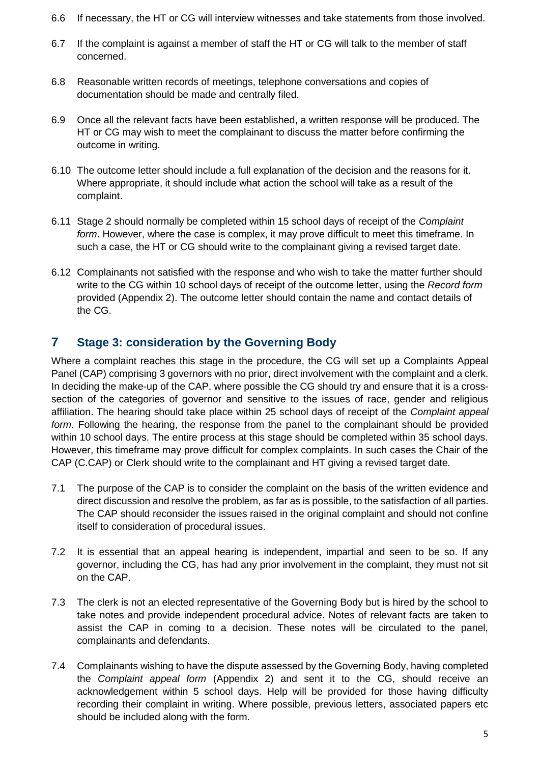6.6 If necessary, the HT or CG will interview witnesses and take statements from those involved.

6.7 If the complaint is against a member of staff the HT or CG will talk to the member of staff concerned.

6.8 Reasonable written records of meetings, telephone conversations and copies of documentation should be made and centrally filed.

6.9 Once all the relevant facts have been established, a written response will be produced. The HT or CG may wish to meet the complainant to discuss the matter before confirming the outcome in writing.

6.10 The outcome letter should include a full explanation of the decision and the reasons for it. Where appropriate, it should include what action the school will take as a result of the complaint.

6.11 Stage 2 should normally be completed within 15 school days of receipt of the *Complaint form*. However, where the case is complex, it may prove difficult to meet this timeframe. In such a case, the HT or CG should write to the complainant giving a revised target date.

6.12 Complainants not satisfied with the response and who wish to take the matter further should write to the CG within 10 school days of receipt of the outcome letter, using the *Record form* provided (Appendix 2). The outcome letter should contain the name and contact details of the CG.

## 7 Stage 3: consideration by the Governing Body

Where a complaint reaches this stage in the procedure, the CG will set up a Complaints Appeal Panel (CAP) comprising 3 governors with no prior, direct involvement with the complaint and a clerk. In deciding the make-up of the CAP, where possible the CG should try and ensure that it is a cross-section of the categories of governor and sensitive to the issues of race, gender and religious affiliation. The hearing should take place within 25 school days of receipt of the *Complaint appeal form*. Following the hearing, the response from the panel to the complainant should be provided within 10 school days. The entire process at this stage should be completed within 35 school days. However, this timeframe may prove difficult for complex complaints. In such cases the Chair of the CAP (C.CAP) or Clerk should write to the complainant and HT giving a revised target date.

7.1 The purpose of the CAP is to consider the complaint on the basis of the written evidence and direct discussion and resolve the problem, as far as is possible, to the satisfaction of all parties. The CAP should reconsider the issues raised in the original complaint and should not confine itself to consideration of procedural issues.

7.2 It is essential that an appeal hearing is independent, impartial and seen to be so. If any governor, including the CG, has had any prior involvement in the complaint, they must not sit on the CAP.

7.3 The clerk is not an elected representative of the Governing Body but is hired by the school to take notes and provide independent procedural advice. Notes of relevant facts are taken to assist the CAP in coming to a decision. These notes will be circulated to the panel, complainants and defendants.

7.4 Complainants wishing to have the dispute assessed by the Governing Body, having completed the *Complaint appeal form* (Appendix 2) and sent it to the CG, should receive an acknowledgement within 5 school days. Help will be provided for those having difficulty recording their complaint in writing. Where possible, previous letters, associated papers etc should be included along with the form.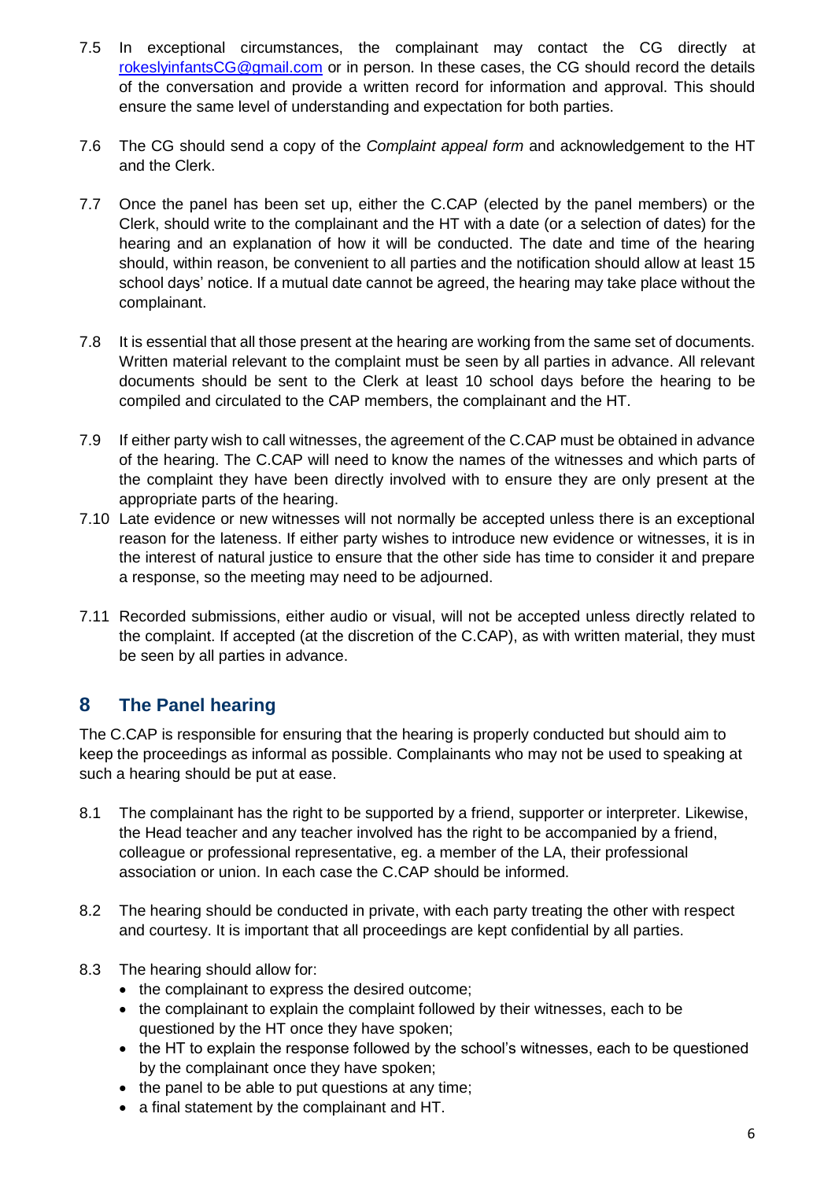7.5 In exceptional circumstances, the complainant may contact the CG directly at [rokeslyinfantsCG@gmail.com](mailto:rokeslyinfantsCG@gmail.com) or in person. In these cases, the CG should record the details of the conversation and provide a written record for information and approval. This should ensure the same level of understanding and expectation for both parties.

7.6 The CG should send a copy of the *Complaint appeal form* and acknowledgement to the HT and the Clerk.

7.7 Once the panel has been set up, either the C.CAP (elected by the panel members) or the Clerk, should write to the complainant and the HT with a date (or a selection of dates) for the hearing and an explanation of how it will be conducted. The date and time of the hearing should, within reason, be convenient to all parties and the notification should allow at least 15 school days' notice. If a mutual date cannot be agreed, the hearing may take place without the complainant.

7.8 It is essential that all those present at the hearing are working from the same set of documents. Written material relevant to the complaint must be seen by all parties in advance. All relevant documents should be sent to the Clerk at least 10 school days before the hearing to be compiled and circulated to the CAP members, the complainant and the HT.

7.9 If either party wish to call witnesses, the agreement of the C.CAP must be obtained in advance of the hearing. The C.CAP will need to know the names of the witnesses and which parts of the complaint they have been directly involved with to ensure they are only present at the appropriate parts of the hearing.

7.10 Late evidence or new witnesses will not normally be accepted unless there is an exceptional reason for the lateness. If either party wishes to introduce new evidence or witnesses, it is in the interest of natural justice to ensure that the other side has time to consider it and prepare a response, so the meeting may need to be adjourned.

7.11 Recorded submissions, either audio or visual, will not be accepted unless directly related to the complaint. If accepted (at the discretion of the C.CAP), as with written material, they must be seen by all parties in advance.

## 8 The Panel hearing

The C.CAP is responsible for ensuring that the hearing is properly conducted but should aim to keep the proceedings as informal as possible. Complainants who may not be used to speaking at such a hearing should be put at ease.

8.1 The complainant has the right to be supported by a friend, supporter or interpreter. Likewise, the Head teacher and any teacher involved has the right to be accompanied by a friend, colleague or professional representative, eg. a member of the LA, their professional association or union. In each case the C.CAP should be informed.

8.2 The hearing should be conducted in private, with each party treating the other with respect and courtesy. It is important that all proceedings are kept confidential by all parties.

8.3 The hearing should allow for:
- the complainant to express the desired outcome;
- the complainant to explain the complaint followed by their witnesses, each to be questioned by the HT once they have spoken;
- the HT to explain the response followed by the school's witnesses, each to be questioned by the complainant once they have spoken;
- the panel to be able to put questions at any time;
- a final statement by the complainant and HT.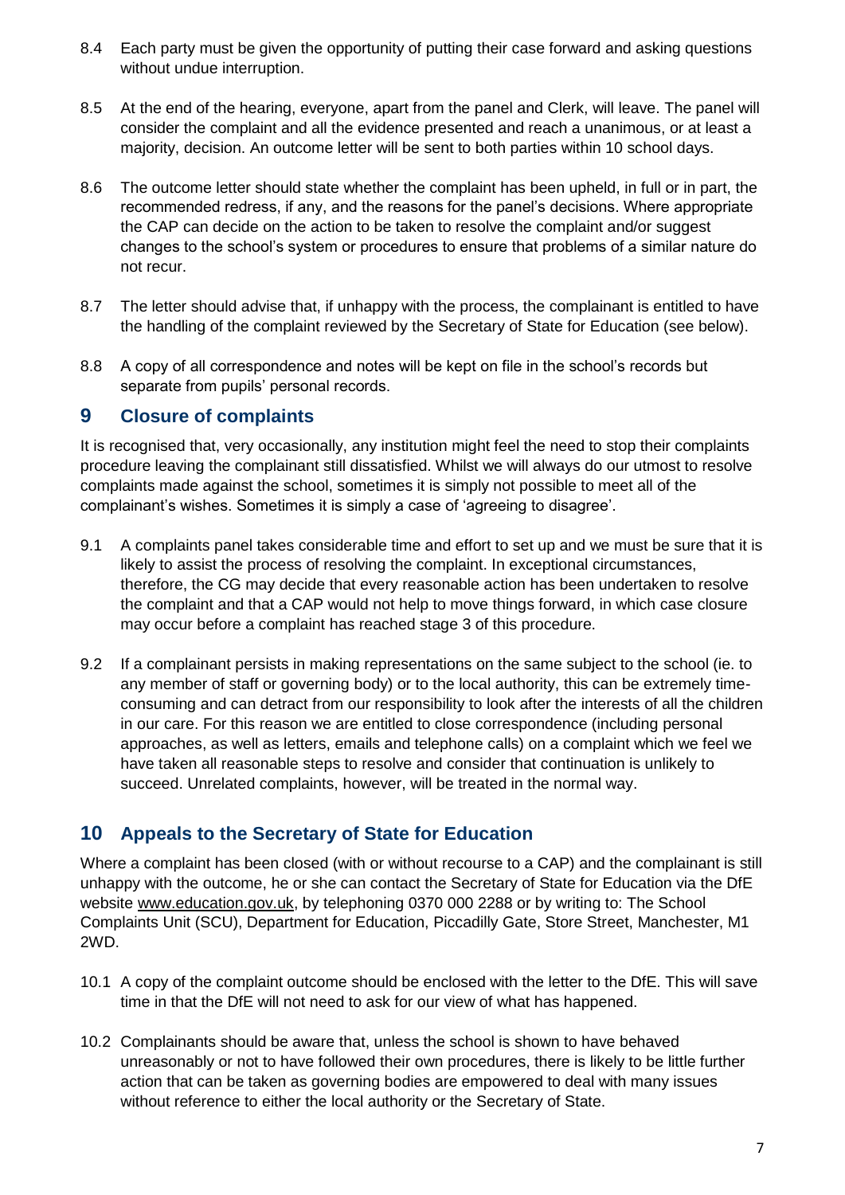8.4 Each party must be given the opportunity of putting their case forward and asking questions without undue interruption.

8.5 At the end of the hearing, everyone, apart from the panel and Clerk, will leave. The panel will consider the complaint and all the evidence presented and reach a unanimous, or at least a majority, decision. An outcome letter will be sent to both parties within 10 school days.

8.6 The outcome letter should state whether the complaint has been upheld, in full or in part, the recommended redress, if any, and the reasons for the panel's decisions. Where appropriate the CAP can decide on the action to be taken to resolve the complaint and/or suggest changes to the school's system or procedures to ensure that problems of a similar nature do not recur.

8.7 The letter should advise that, if unhappy with the process, the complainant is entitled to have the handling of the complaint reviewed by the Secretary of State for Education (see below).

8.8 A copy of all correspondence and notes will be kept on file in the school's records but separate from pupils' personal records.

## 9 Closure of complaints

It is recognised that, very occasionally, any institution might feel the need to stop their complaints procedure leaving the complainant still dissatisfied. Whilst we will always do our utmost to resolve complaints made against the school, sometimes it is simply not possible to meet all of the complainant's wishes. Sometimes it is simply a case of 'agreeing to disagree'.

9.1 A complaints panel takes considerable time and effort to set up and we must be sure that it is likely to assist the process of resolving the complaint. In exceptional circumstances, therefore, the CG may decide that every reasonable action has been undertaken to resolve the complaint and that a CAP would not help to move things forward, in which case closure may occur before a complaint has reached stage 3 of this procedure.

9.2 If a complainant persists in making representations on the same subject to the school (ie. to any member of staff or governing body) or to the local authority, this can be extremely time-consuming and can detract from our responsibility to look after the interests of all the children in our care. For this reason we are entitled to close correspondence (including personal approaches, as well as letters, emails and telephone calls) on a complaint which we feel we have taken all reasonable steps to resolve and consider that continuation is unlikely to succeed. Unrelated complaints, however, will be treated in the normal way.

## 10 Appeals to the Secretary of State for Education

Where a complaint has been closed (with or without recourse to a CAP) and the complainant is still unhappy with the outcome, he or she can contact the Secretary of State for Education via the DfE website www.education.gov.uk, by telephoning 0370 000 2288 or by writing to: The School Complaints Unit (SCU), Department for Education, Piccadilly Gate, Store Street, Manchester, M1 2WD.

10.1 A copy of the complaint outcome should be enclosed with the letter to the DfE. This will save time in that the DfE will not need to ask for our view of what has happened.

10.2 Complainants should be aware that, unless the school is shown to have behaved unreasonably or not to have followed their own procedures, there is likely to be little further action that can be taken as governing bodies are empowered to deal with many issues without reference to either the local authority or the Secretary of State.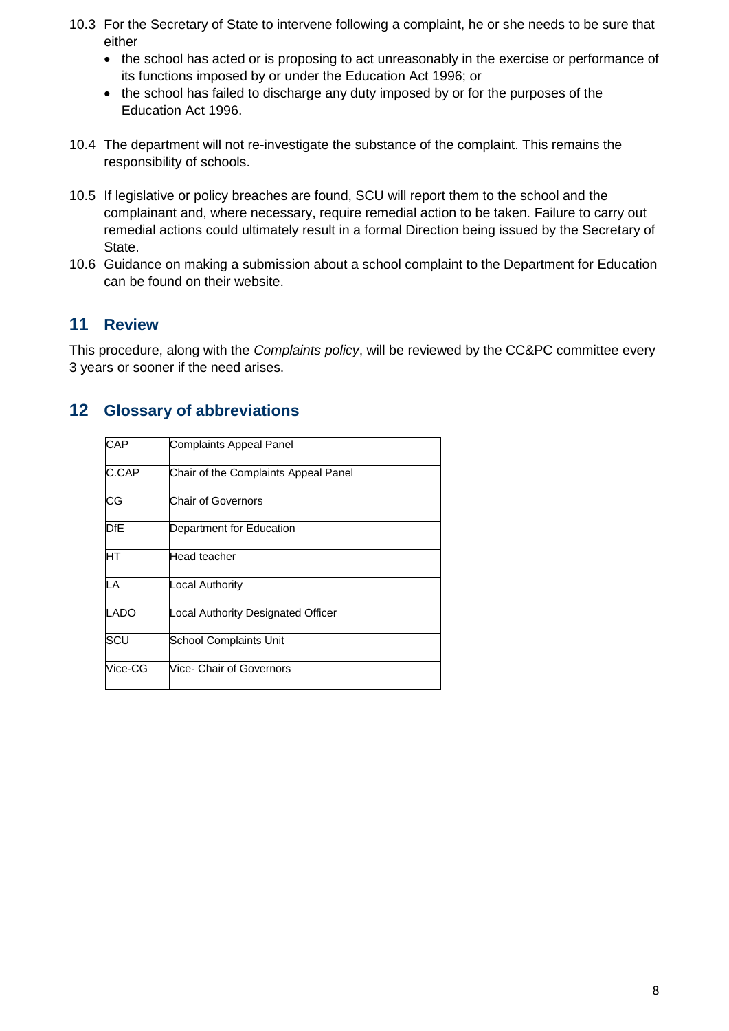10.3 For the Secretary of State to intervene following a complaint, he or she needs to be sure that either

- the school has acted or is proposing to act unreasonably in the exercise or performance of its functions imposed by or under the Education Act 1996; or
- the school has failed to discharge any duty imposed by or for the purposes of the Education Act 1996.

10.4 The department will not re-investigate the substance of the complaint. This remains the responsibility of schools.

10.5 If legislative or policy breaches are found, SCU will report them to the school and the complainant and, where necessary, require remedial action to be taken. Failure to carry out remedial actions could ultimately result in a formal Direction being issued by the Secretary of State.

10.6 Guidance on making a submission about a school complaint to the Department for Education can be found on their website.

## 11 Review

This procedure, along with the *Complaints policy*, will be reviewed by the CC&PC committee every 3 years or sooner if the need arises.

## 12 Glossary of abbreviations

| | |
|---|---|
| CAP | Complaints Appeal Panel |
| C.CAP | Chair of the Complaints Appeal Panel |
| CG | Chair of Governors |
| DfE | Department for Education |
| HT | Head teacher |
| LA | Local Authority |
| LADO | Local Authority Designated Officer |
| SCU | School Complaints Unit |
| Vice-CG | Vice- Chair of Governors |